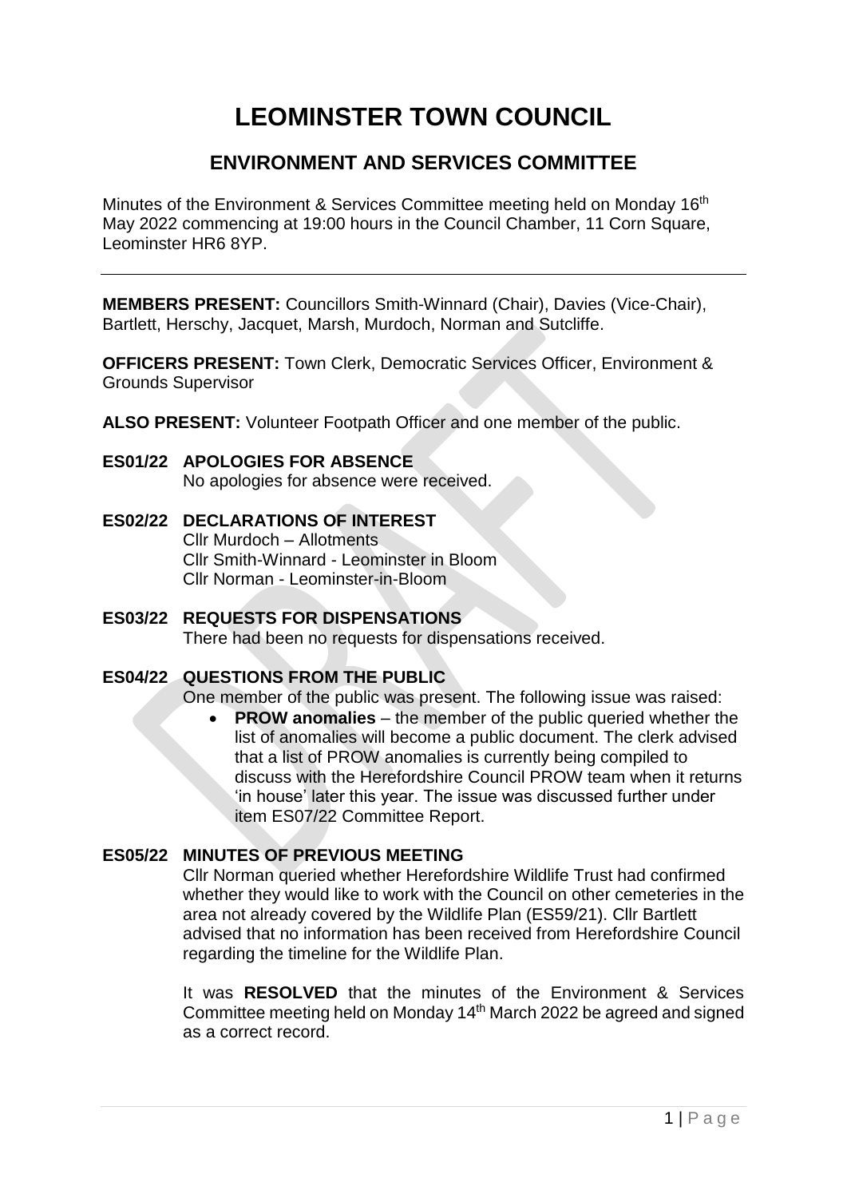# LEOMINSTER TOWN COUNCIL

## ENVIRONMENT AND SERVICES COMMITTEE

Minutes of the Environment & Services Committee meeting held on Monday 16th May 2022 commencing at 19:00 hours in the Council Chamber, 11 Corn Square, Leominster HR6 8YP.

---

**MEMBERS PRESENT:** Councillors Smith-Winnard (Chair), Davies (Vice-Chair), Bartlett, Herschy, Jacquet, Marsh, Murdoch, Norman and Sutcliffe.

**OFFICERS PRESENT:** Town Clerk, Democratic Services Officer, Environment & Grounds Supervisor

**ALSO PRESENT:** Volunteer Footpath Officer and one member of the public.

**ES01/22 APOLOGIES FOR ABSENCE**

No apologies for absence were received.

**ES02/22 DECLARATIONS OF INTEREST**

Cllr Murdoch – Allotments
Cllr Smith-Winnard - Leominster in Bloom
Cllr Norman - Leominster-in-Bloom

**ES03/22 REQUESTS FOR DISPENSATIONS**

There had been no requests for dispensations received.

**ES04/22 QUESTIONS FROM THE PUBLIC**

One member of the public was present. The following issue was raised:

- **PROW anomalies** – the member of the public queried whether the list of anomalies will become a public document. The clerk advised that a list of PROW anomalies is currently being compiled to discuss with the Herefordshire Council PROW team when it returns 'in house' later this year. The issue was discussed further under item ES07/22 Committee Report.

**ES05/22 MINUTES OF PREVIOUS MEETING**

Cllr Norman queried whether Herefordshire Wildlife Trust had confirmed whether they would like to work with the Council on other cemeteries in the area not already covered by the Wildlife Plan (ES59/21). Cllr Bartlett advised that no information has been received from Herefordshire Council regarding the timeline for the Wildlife Plan.

It was **RESOLVED** that the minutes of the Environment & Services Committee meeting held on Monday 14th March 2022 be agreed and signed as a correct record.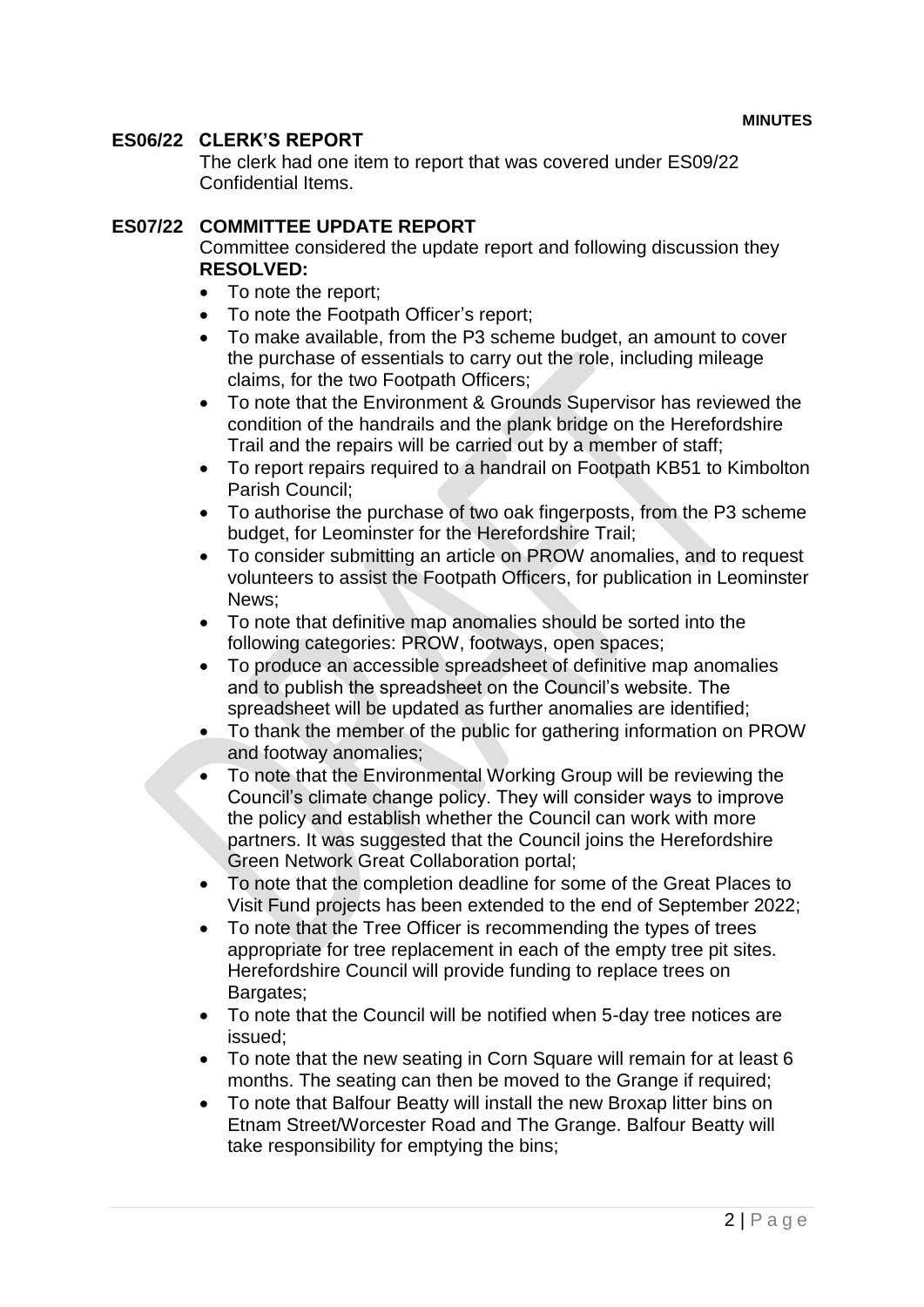**MINUTES**

## ES06/22 CLERK'S REPORT

The clerk had one item to report that was covered under ES09/22 Confidential Items.

## ES07/22 COMMITTEE UPDATE REPORT

Committee considered the update report and following discussion they **RESOLVED:**

- To note the report;
- To note the Footpath Officer's report;
- To make available, from the P3 scheme budget, an amount to cover the purchase of essentials to carry out the role, including mileage claims, for the two Footpath Officers;
- To note that the Environment & Grounds Supervisor has reviewed the condition of the handrails and the plank bridge on the Herefordshire Trail and the repairs will be carried out by a member of staff;
- To report repairs required to a handrail on Footpath KB51 to Kimbolton Parish Council;
- To authorise the purchase of two oak fingerposts, from the P3 scheme budget, for Leominster for the Herefordshire Trail;
- To consider submitting an article on PROW anomalies, and to request volunteers to assist the Footpath Officers, for publication in Leominster News;
- To note that definitive map anomalies should be sorted into the following categories: PROW, footways, open spaces;
- To produce an accessible spreadsheet of definitive map anomalies and to publish the spreadsheet on the Council's website. The spreadsheet will be updated as further anomalies are identified;
- To thank the member of the public for gathering information on PROW and footway anomalies;
- To note that the Environmental Working Group will be reviewing the Council's climate change policy. They will consider ways to improve the policy and establish whether the Council can work with more partners. It was suggested that the Council joins the Herefordshire Green Network Great Collaboration portal;
- To note that the completion deadline for some of the Great Places to Visit Fund projects has been extended to the end of September 2022;
- To note that the Tree Officer is recommending the types of trees appropriate for tree replacement in each of the empty tree pit sites. Herefordshire Council will provide funding to replace trees on Bargates;
- To note that the Council will be notified when 5-day tree notices are issued;
- To note that the new seating in Corn Square will remain for at least 6 months. The seating can then be moved to the Grange if required;
- To note that Balfour Beatty will install the new Broxap litter bins on Etnam Street/Worcester Road and The Grange. Balfour Beatty will take responsibility for emptying the bins;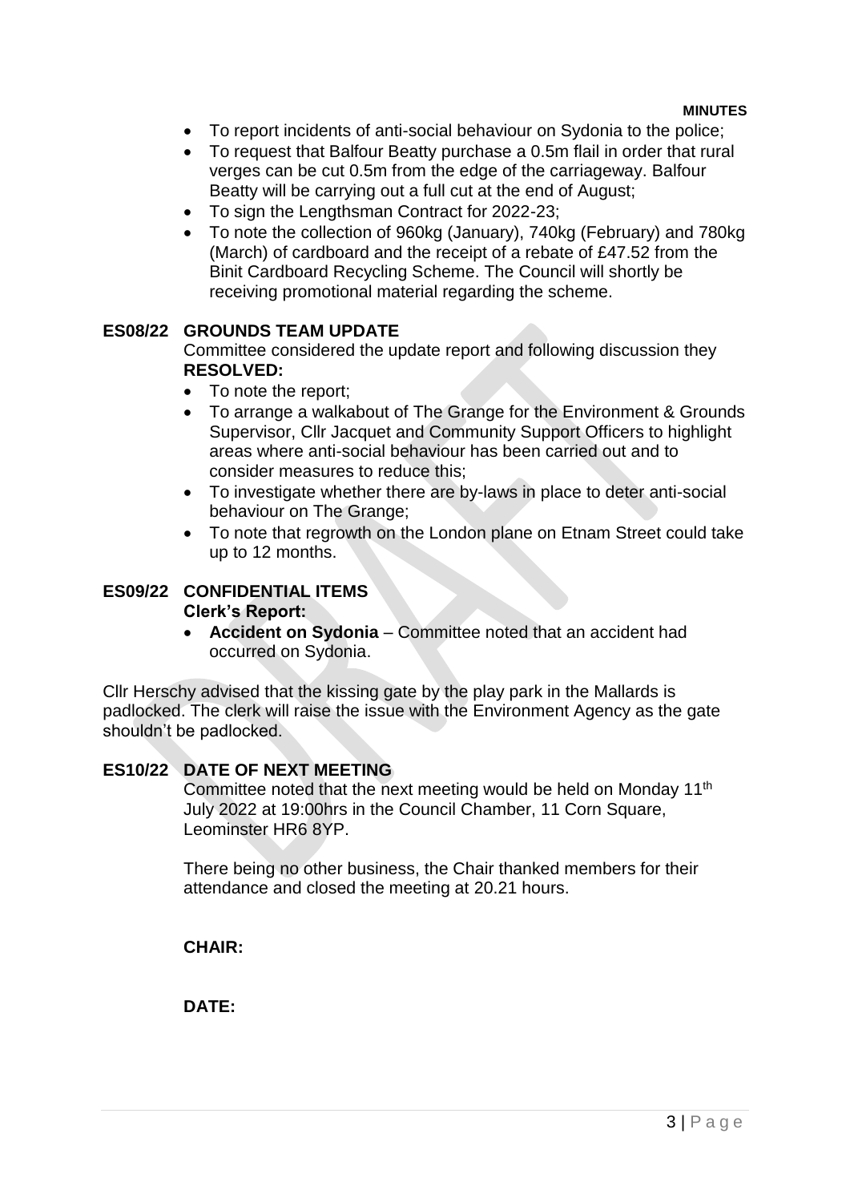- To report incidents of anti-social behaviour on Sydonia to the police;
- To request that Balfour Beatty purchase a 0.5m flail in order that rural verges can be cut 0.5m from the edge of the carriageway. Balfour Beatty will be carrying out a full cut at the end of August;
- To sign the Lengthsman Contract for 2022-23;
- To note the collection of 960kg (January), 740kg (February) and 780kg (March) of cardboard and the receipt of a rebate of £47.52 from the Binit Cardboard Recycling Scheme. The Council will shortly be receiving promotional material regarding the scheme.

**ES08/22 GROUNDS TEAM UPDATE**

Committee considered the update report and following discussion they **RESOLVED:**

- To note the report;
- To arrange a walkabout of The Grange for the Environment & Grounds Supervisor, Cllr Jacquet and Community Support Officers to highlight areas where anti-social behaviour has been carried out and to consider measures to reduce this;
- To investigate whether there are by-laws in place to deter anti-social behaviour on The Grange;
- To note that regrowth on the London plane on Etnam Street could take up to 12 months.

**ES09/22 CONFIDENTIAL ITEMS**

**Clerk's Report:**

- **Accident on Sydonia** – Committee noted that an accident had occurred on Sydonia.

Cllr Herschy advised that the kissing gate by the play park in the Mallards is padlocked. The clerk will raise the issue with the Environment Agency as the gate shouldn't be padlocked.

**ES10/22 DATE OF NEXT MEETING**

Committee noted that the next meeting would be held on Monday 11th July 2022 at 19:00hrs in the Council Chamber, 11 Corn Square, Leominster HR6 8YP.

There being no other business, the Chair thanked members for their attendance and closed the meeting at 20.21 hours.

**CHAIR:**

**DATE:**